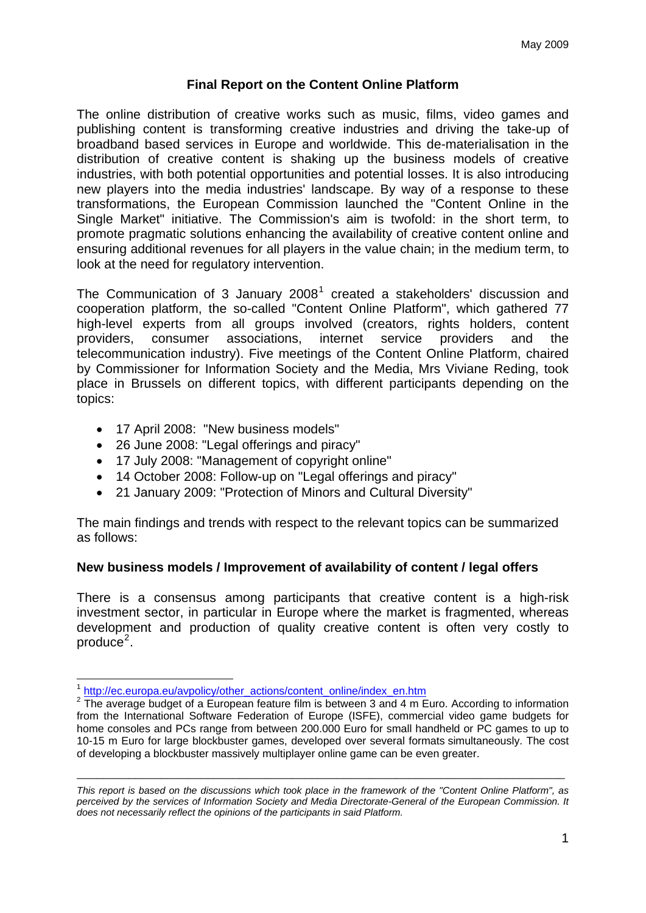# Final Report on the Content Online Platform

The online distribution of creative works such as music, films, video games and publishing content is transforming creative industries and driving the take-up of broadband based services in Europe and worldwide. This de-materialisation in the distribution of creative content is shaking up the business models of creative industries, with both potential opportunities and potential losses. It is also introducing new players into the media industries' landscape. By way of a response to these transformations, the European Commission launched the "Content Online in the Single Market" initiative. The Commission's aim is twofold: in the short term, to promote pragmatic solutions enhancing the availability of creative content online and ensuring additional revenues for all players in the value chain; in the medium term, to look at the need for regulatory intervention.

The Communication of 3 January 2008[1] created a stakeholders' discussion and cooperation platform, the so-called "Content Online Platform", which gathered 77 high-level experts from all groups involved (creators, rights holders, content providers, consumer associations, internet service providers and the telecommunication industry). Five meetings of the Content Online Platform, chaired by Commissioner for Information Society and the Media, Mrs Viviane Reding, took place in Brussels on different topics, with different participants depending on the topics:

- 17 April 2008: "New business models"
- 26 June 2008: "Legal offerings and piracy"
- 17 July 2008: "Management of copyright online"
- 14 October 2008: Follow-up on "Legal offerings and piracy"
- 21 January 2009: "Protection of Minors and Cultural Diversity"

The main findings and trends with respect to the relevant topics can be summarized as follows:

## New business models / Improvement of availability of content / legal offers

There is a consensus among participants that creative content is a high-risk investment sector, in particular in Europe where the market is fragmented, whereas development and production of quality creative content is often very costly to produce[2].

---

[1] http://ec.europa.eu/avpolicy/other_actions/content_online/index_en.htm

[2] The average budget of a European feature film is between 3 and 4 m Euro. According to information from the International Software Federation of Europe (ISFE), commercial video game budgets for home consoles and PCs range from between 200.000 Euro for small handheld or PC games to up to 10-15 m Euro for large blockbuster games, developed over several formats simultaneously. The cost of developing a blockbuster massively multiplayer online game can be even greater.

*This report is based on the discussions which took place in the framework of the "Content Online Platform", as perceived by the services of Information Society and Media Directorate-General of the European Commission. It does not necessarily reflect the opinions of the participants in said Platform.*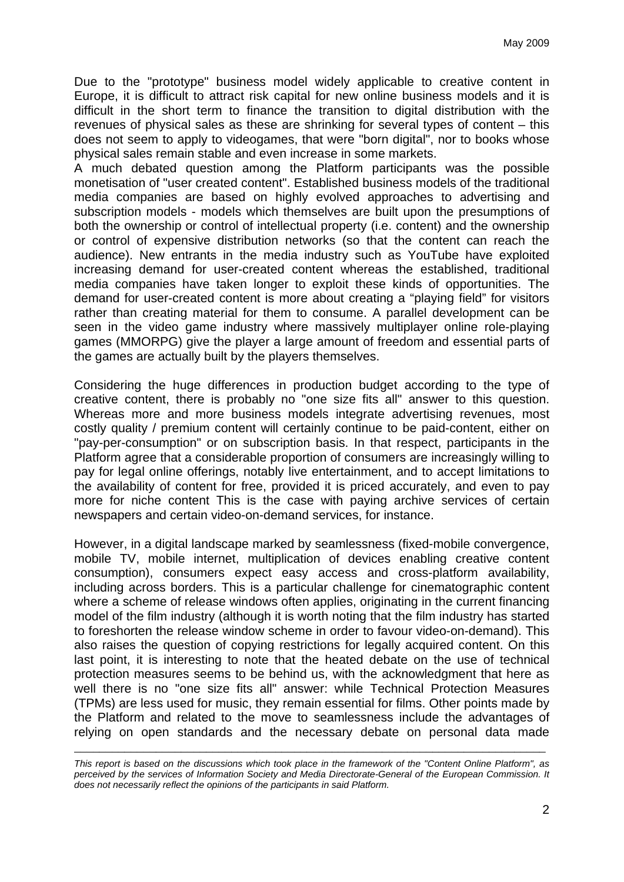Due to the "prototype" business model widely applicable to creative content in Europe, it is difficult to attract risk capital for new online business models and it is difficult in the short term to finance the transition to digital distribution with the revenues of physical sales as these are shrinking for several types of content – this does not seem to apply to videogames, that were "born digital", nor to books whose physical sales remain stable and even increase in some markets.
A much debated question among the Platform participants was the possible monetisation of "user created content". Established business models of the traditional media companies are based on highly evolved approaches to advertising and subscription models - models which themselves are built upon the presumptions of both the ownership or control of intellectual property (i.e. content) and the ownership or control of expensive distribution networks (so that the content can reach the audience). New entrants in the media industry such as YouTube have exploited increasing demand for user-created content whereas the established, traditional media companies have taken longer to exploit these kinds of opportunities. The demand for user-created content is more about creating a "playing field" for visitors rather than creating material for them to consume. A parallel development can be seen in the video game industry where massively multiplayer online role-playing games (MMORPG) give the player a large amount of freedom and essential parts of the games are actually built by the players themselves.

Considering the huge differences in production budget according to the type of creative content, there is probably no "one size fits all" answer to this question. Whereas more and more business models integrate advertising revenues, most costly quality / premium content will certainly continue to be paid-content, either on "pay-per-consumption" or on subscription basis. In that respect, participants in the Platform agree that a considerable proportion of consumers are increasingly willing to pay for legal online offerings, notably live entertainment, and to accept limitations to the availability of content for free, provided it is priced accurately, and even to pay more for niche content This is the case with paying archive services of certain newspapers and certain video-on-demand services, for instance.

However, in a digital landscape marked by seamlessness (fixed-mobile convergence, mobile TV, mobile internet, multiplication of devices enabling creative content consumption), consumers expect easy access and cross-platform availability, including across borders. This is a particular challenge for cinematographic content where a scheme of release windows often applies, originating in the current financing model of the film industry (although it is worth noting that the film industry has started to foreshorten the release window scheme in order to favour video-on-demand). This also raises the question of copying restrictions for legally acquired content. On this last point, it is interesting to note that the heated debate on the use of technical protection measures seems to be behind us, with the acknowledgment that here as well there is no "one size fits all" answer: while Technical Protection Measures (TPMs) are less used for music, they remain essential for films. Other points made by the Platform and related to the move to seamlessness include the advantages of relying on open standards and the necessary debate on personal data made

*This report is based on the discussions which took place in the framework of the "Content Online Platform", as perceived by the services of Information Society and Media Directorate-General of the European Commission. It does not necessarily reflect the opinions of the participants in said Platform.*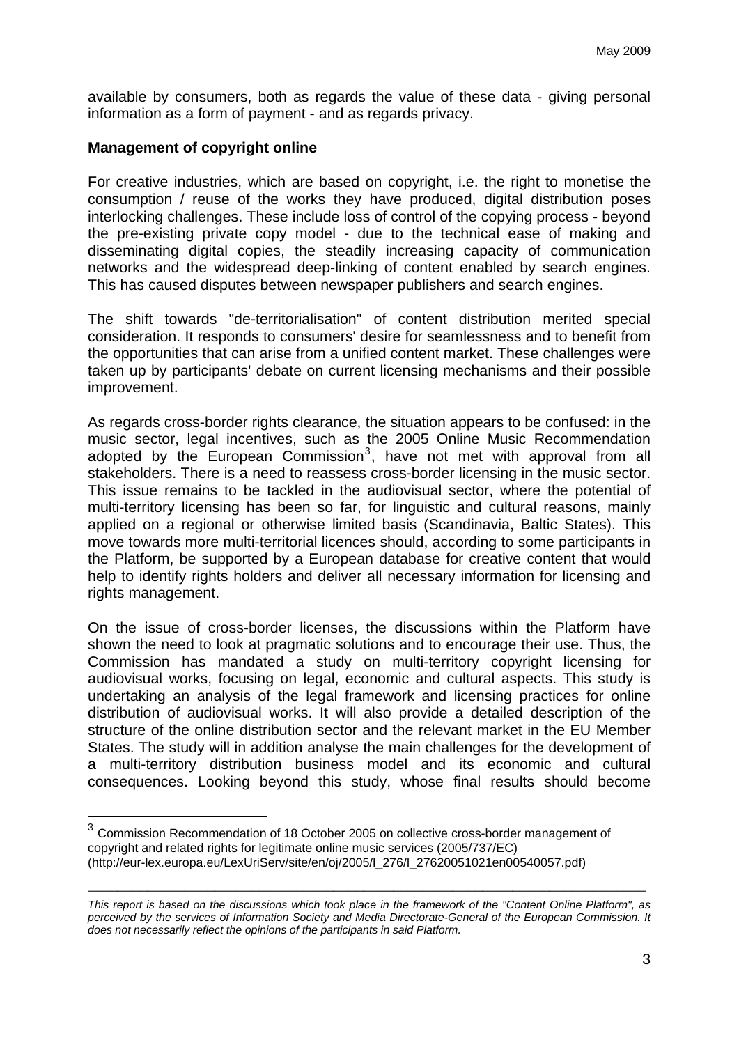available by consumers, both as regards the value of these data - giving personal information as a form of payment - and as regards privacy.

**Management of copyright online**

For creative industries, which are based on copyright, i.e. the right to monetise the consumption / reuse of the works they have produced, digital distribution poses interlocking challenges. These include loss of control of the copying process - beyond the pre-existing private copy model - due to the technical ease of making and disseminating digital copies, the steadily increasing capacity of communication networks and the widespread deep-linking of content enabled by search engines. This has caused disputes between newspaper publishers and search engines.

The shift towards "de-territorialisation" of content distribution merited special consideration. It responds to consumers' desire for seamlessness and to benefit from the opportunities that can arise from a unified content market. These challenges were taken up by participants' debate on current licensing mechanisms and their possible improvement.

As regards cross-border rights clearance, the situation appears to be confused: in the music sector, legal incentives, such as the 2005 Online Music Recommendation adopted by the European Commission[3], have not met with approval from all stakeholders. There is a need to reassess cross-border licensing in the music sector. This issue remains to be tackled in the audiovisual sector, where the potential of multi-territory licensing has been so far, for linguistic and cultural reasons, mainly applied on a regional or otherwise limited basis (Scandinavia, Baltic States). This move towards more multi-territorial licences should, according to some participants in the Platform, be supported by a European database for creative content that would help to identify rights holders and deliver all necessary information for licensing and rights management.

On the issue of cross-border licenses, the discussions within the Platform have shown the need to look at pragmatic solutions and to encourage their use. Thus, the Commission has mandated a study on multi-territory copyright licensing for audiovisual works, focusing on legal, economic and cultural aspects. This study is undertaking an analysis of the legal framework and licensing practices for online distribution of audiovisual works. It will also provide a detailed description of the structure of the online distribution sector and the relevant market in the EU Member States. The study will in addition analyse the main challenges for the development of a multi-territory distribution business model and its economic and cultural consequences. Looking beyond this study, whose final results should become

---

[3] Commission Recommendation of 18 October 2005 on collective cross-border management of copyright and related rights for legitimate online music services (2005/737/EC) (http://eur-lex.europa.eu/LexUriServ/site/en/oj/2005/l_276/l_27620051021en00540057.pdf)

*This report is based on the discussions which took place in the framework of the "Content Online Platform", as perceived by the services of Information Society and Media Directorate-General of the European Commission. It does not necessarily reflect the opinions of the participants in said Platform.*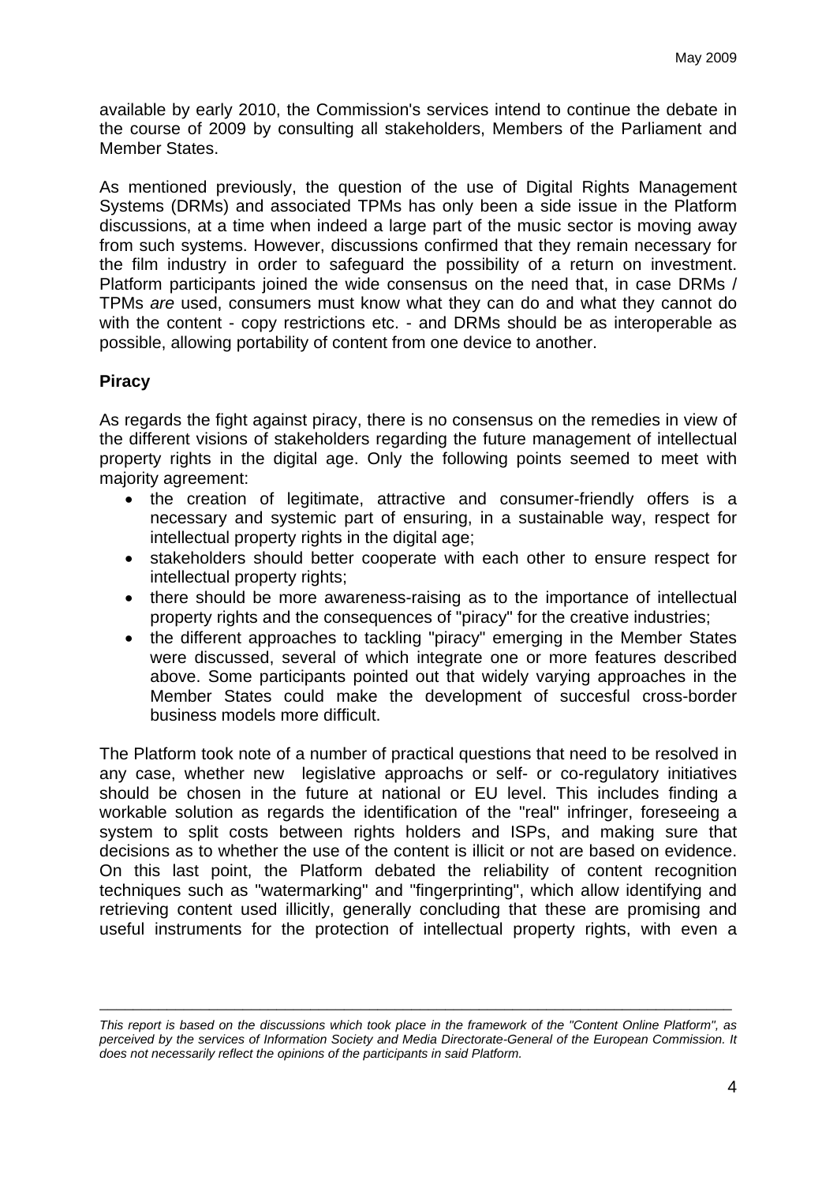available by early 2010, the Commission's services intend to continue the debate in the course of 2009 by consulting all stakeholders, Members of the Parliament and Member States.

As mentioned previously, the question of the use of Digital Rights Management Systems (DRMs) and associated TPMs has only been a side issue in the Platform discussions, at a time when indeed a large part of the music sector is moving away from such systems. However, discussions confirmed that they remain necessary for the film industry in order to safeguard the possibility of a return on investment. Platform participants joined the wide consensus on the need that, in case DRMs / TPMs *are* used, consumers must know what they can do and what they cannot do with the content - copy restrictions etc. - and DRMs should be as interoperable as possible, allowing portability of content from one device to another.

**Piracy**

As regards the fight against piracy, there is no consensus on the remedies in view of the different visions of stakeholders regarding the future management of intellectual property rights in the digital age. Only the following points seemed to meet with majority agreement:

- the creation of legitimate, attractive and consumer-friendly offers is a necessary and systemic part of ensuring, in a sustainable way, respect for intellectual property rights in the digital age;
- stakeholders should better cooperate with each other to ensure respect for intellectual property rights;
- there should be more awareness-raising as to the importance of intellectual property rights and the consequences of "piracy" for the creative industries;
- the different approaches to tackling "piracy" emerging in the Member States were discussed, several of which integrate one or more features described above. Some participants pointed out that widely varying approaches in the Member States could make the development of succesful cross-border business models more difficult.

The Platform took note of a number of practical questions that need to be resolved in any case, whether new legislative approachs or self- or co-regulatory initiatives should be chosen in the future at national or EU level. This includes finding a workable solution as regards the identification of the "real" infringer, foreseeing a system to split costs between rights holders and ISPs, and making sure that decisions as to whether the use of the content is illicit or not are based on evidence. On this last point, the Platform debated the reliability of content recognition techniques such as "watermarking" and "fingerprinting", which allow identifying and retrieving content used illicitly, generally concluding that these are promising and useful instruments for the protection of intellectual property rights, with even a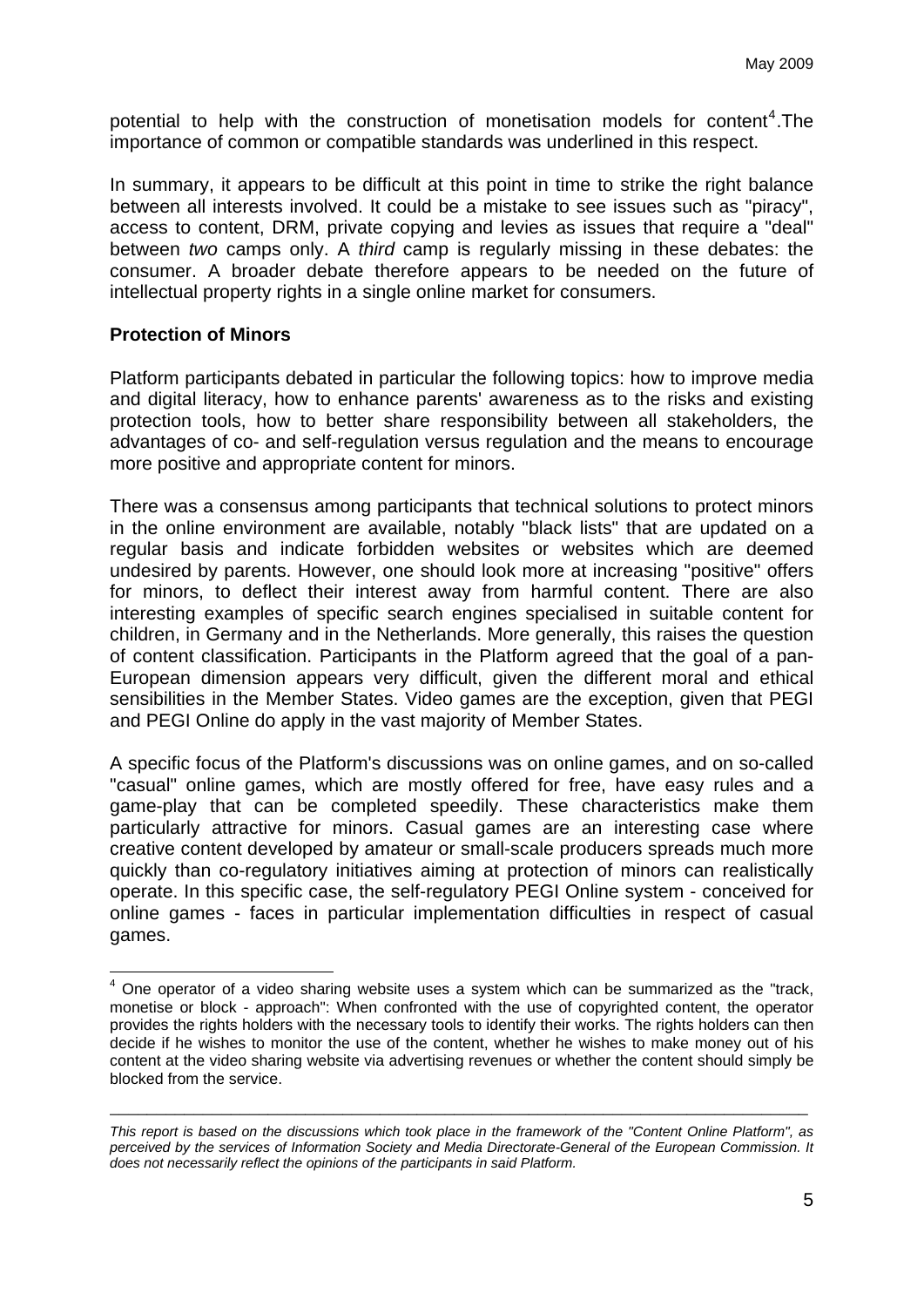potential to help with the construction of monetisation models for content[4].The importance of common or compatible standards was underlined in this respect.

In summary, it appears to be difficult at this point in time to strike the right balance between all interests involved. It could be a mistake to see issues such as "piracy", access to content, DRM, private copying and levies as issues that require a "deal" between *two* camps only. A *third* camp is regularly missing in these debates: the consumer. A broader debate therefore appears to be needed on the future of intellectual property rights in a single online market for consumers.

**Protection of Minors**

Platform participants debated in particular the following topics: how to improve media and digital literacy, how to enhance parents' awareness as to the risks and existing protection tools, how to better share responsibility between all stakeholders, the advantages of co- and self-regulation versus regulation and the means to encourage more positive and appropriate content for minors.

There was a consensus among participants that technical solutions to protect minors in the online environment are available, notably "black lists" that are updated on a regular basis and indicate forbidden websites or websites which are deemed undesired by parents. However, one should look more at increasing "positive" offers for minors, to deflect their interest away from harmful content. There are also interesting examples of specific search engines specialised in suitable content for children, in Germany and in the Netherlands. More generally, this raises the question of content classification. Participants in the Platform agreed that the goal of a pan-European dimension appears very difficult, given the different moral and ethical sensibilities in the Member States. Video games are the exception, given that PEGI and PEGI Online do apply in the vast majority of Member States.

A specific focus of the Platform's discussions was on online games, and on so-called "casual" online games, which are mostly offered for free, have easy rules and a game-play that can be completed speedily. These characteristics make them particularly attractive for minors. Casual games are an interesting case where creative content developed by amateur or small-scale producers spreads much more quickly than co-regulatory initiatives aiming at protection of minors can realistically operate. In this specific case, the self-regulatory PEGI Online system - conceived for online games - faces in particular implementation difficulties in respect of casual games.

[4] One operator of a video sharing website uses a system which can be summarized as the "track, monetise or block - approach": When confronted with the use of copyrighted content, the operator provides the rights holders with the necessary tools to identify their works. The rights holders can then decide if he wishes to monitor the use of the content, whether he wishes to make money out of his content at the video sharing website via advertising revenues or whether the content should simply be blocked from the service.

*This report is based on the discussions which took place in the framework of the "Content Online Platform", as perceived by the services of Information Society and Media Directorate-General of the European Commission. It does not necessarily reflect the opinions of the participants in said Platform.*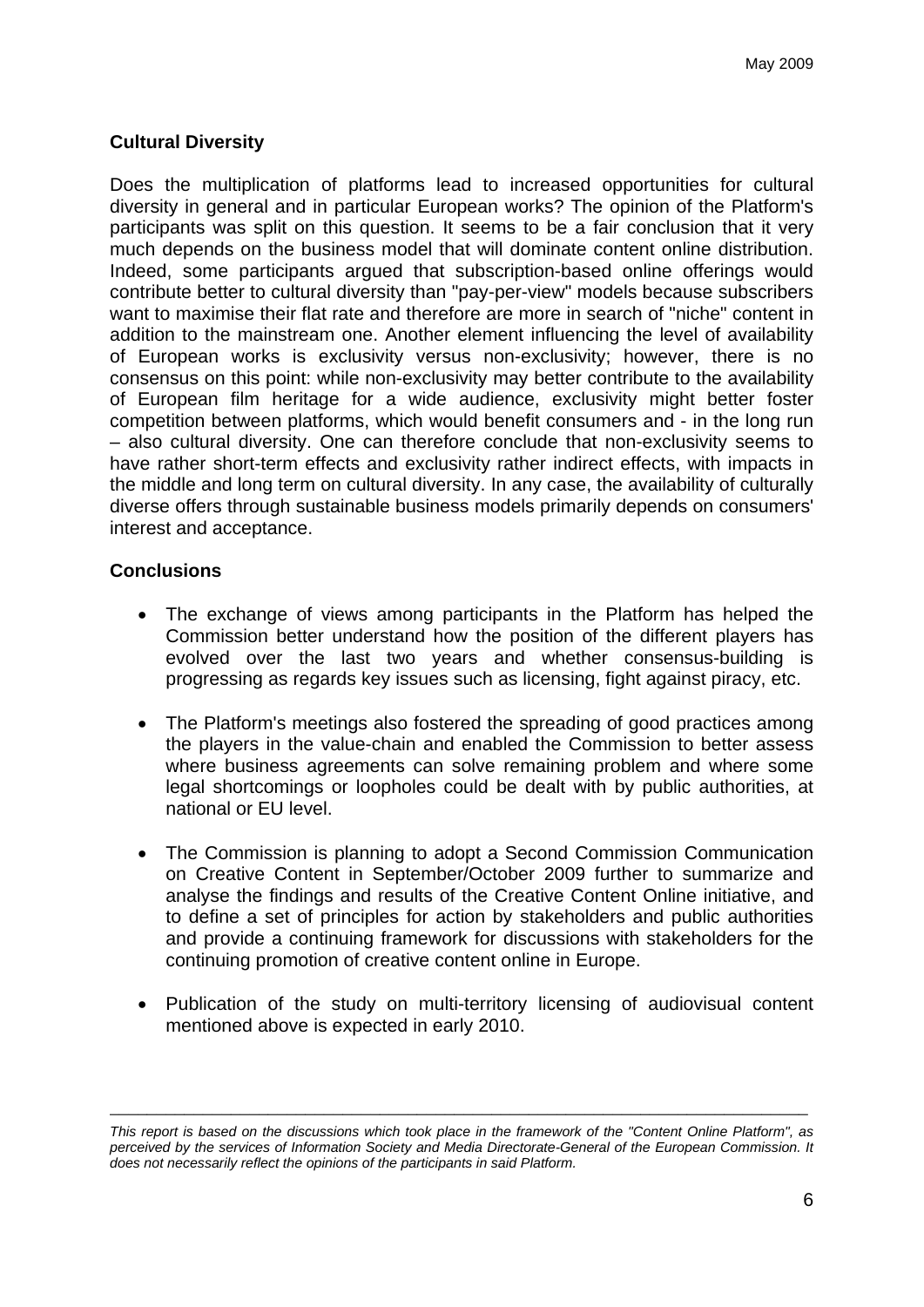## Cultural Diversity

Does the multiplication of platforms lead to increased opportunities for cultural diversity in general and in particular European works? The opinion of the Platform's participants was split on this question. It seems to be a fair conclusion that it very much depends on the business model that will dominate content online distribution. Indeed, some participants argued that subscription-based online offerings would contribute better to cultural diversity than "pay-per-view" models because subscribers want to maximise their flat rate and therefore are more in search of "niche" content in addition to the mainstream one. Another element influencing the level of availability of European works is exclusivity versus non-exclusivity; however, there is no consensus on this point: while non-exclusivity may better contribute to the availability of European film heritage for a wide audience, exclusivity might better foster competition between platforms, which would benefit consumers and - in the long run – also cultural diversity. One can therefore conclude that non-exclusivity seems to have rather short-term effects and exclusivity rather indirect effects, with impacts in the middle and long term on cultural diversity. In any case, the availability of culturally diverse offers through sustainable business models primarily depends on consumers' interest and acceptance.

## Conclusions

- The exchange of views among participants in the Platform has helped the Commission better understand how the position of the different players has evolved over the last two years and whether consensus-building is progressing as regards key issues such as licensing, fight against piracy, etc.

- The Platform's meetings also fostered the spreading of good practices among the players in the value-chain and enabled the Commission to better assess where business agreements can solve remaining problem and where some legal shortcomings or loopholes could be dealt with by public authorities, at national or EU level.

- The Commission is planning to adopt a Second Commission Communication on Creative Content in September/October 2009 further to summarize and analyse the findings and results of the Creative Content Online initiative, and to define a set of principles for action by stakeholders and public authorities and provide a continuing framework for discussions with stakeholders for the continuing promotion of creative content online in Europe.

- Publication of the study on multi-territory licensing of audiovisual content mentioned above is expected in early 2010.

---

*This report is based on the discussions which took place in the framework of the "Content Online Platform", as perceived by the services of Information Society and Media Directorate-General of the European Commission. It does not necessarily reflect the opinions of the participants in said Platform.*